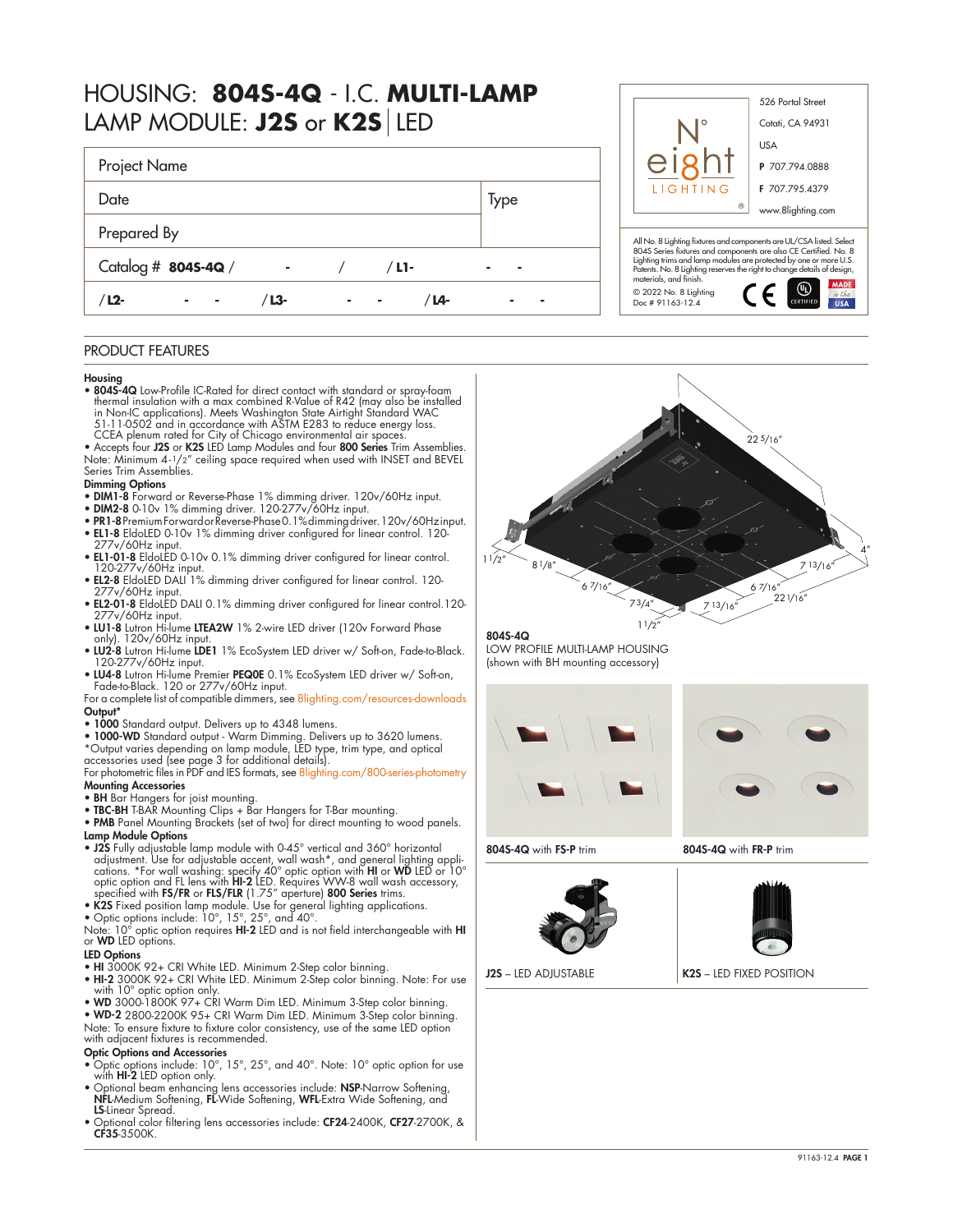# HOUSING: **804S-4Q** - I.C. **MULTI-LAMP**
# LAMP MODULE: **J2S** or **K2S** | LED

| Project Name | |
|---|---|
| Date | Type |
| Prepared By | |
| Catalog # **804S-4Q** / - / / **L1-** - - | |
| / **L2-** - - / **L3-** - - / **L4-** - - | |

N° eight LIGHTING

526 Portal Street
Cotati, CA 94931
USA
**P** 707.794.0888
**F** 707.795.4379
www.8lighting.com

All No. 8 Lighting fixtures and components are UL/CSA listed. Select 804S Series fixtures and components are also CE Certified. No. 8 Lighting trims and lamp modules are protected by one or more U.S. Patents. No. 8 Lighting reserves the right to change details of design, materials, and finish.
© 2022 No. 8 Lighting
Doc # 91163-12.4

## PRODUCT FEATURES

### Housing

- **804S-4Q** Low-Profile IC-Rated for direct contact with standard or spray-foam thermal insulation with a max combined R-Value of R42 (may also be installed in Non-IC applications). Meets Washington State Airtight Standard WAC 51-11-0502 and in accordance with ASTM E283 to reduce energy loss. CCEA plenum rated for City of Chicago environmental air spaces.
- Accepts four **J2S** or **K2S** LED Lamp Modules and four **800 Series** Trim Assemblies.

Note: Minimum 4-1/2" ceiling space required when used with INSET and BEVEL Series Trim Assemblies.

### Dimming Options

- **DIM1-8** Forward or Reverse-Phase 1% dimming driver. 120v/60Hz input.
- **DIM2-8** 0-10v 1% dimming driver. 120-277v/60Hz input.
- **PR1-8** Premium Forward or Reverse-Phase 0.1% dimming driver. 120v/60Hz input.
- **EL1-8** EldoLED 0-10v 1% dimming driver configured for linear control. 120-277v/60Hz input.
- **EL1-01-8** EldoLED 0-10v 0.1% dimming driver configured for linear control. 120-277v/60Hz input.
- **EL2-8** EldoLED DALI 1% dimming driver configured for linear control. 120-277v/60Hz input.
- **EL2-01-8** EldoLED DALI 0.1% dimming driver configured for linear control. 120-277v/60Hz input.
- **LU1-8** Lutron Hi-lume **LTEA2W** 1% 2-wire LED driver (120v Forward Phase only). 120v/60Hz input.
- **LU2-8** Lutron Hi-lume **LDE1** 1% EcoSystem LED driver w/ Soft-on, Fade-to-Black. 120-277v/60Hz input.
- **LU4-8** Lutron Hi-lume Premier **PEQ0E** 0.1% EcoSystem LED driver w/ Soft-on, Fade-to-Black. 120 or 277v/60Hz input.

For a complete list of compatible dimmers, see 8lighting.com/resources-downloads

### Output*

- **1000** Standard output. Delivers up to 4348 lumens.
- **1000-WD** Standard output - Warm Dimming. Delivers up to 3620 lumens.

*Output varies depending on lamp module, LED type, trim type, and optical accessories used (see page 3 for additional details).
For photometric files in PDF and IES formats, see 8lighting.com/800-series-photometry

### Mounting Accessories

- **BH** Bar Hangers for joist mounting.
- **TBC-BH** T-BAR Mounting Clips + Bar Hangers for T-Bar mounting.
- **PMB** Panel Mounting Brackets (set of two) for direct mounting to wood panels.

### Lamp Module Options

- **J2S** Fully adjustable lamp module with 0-45° vertical and 360° horizontal adjustment. Use for adjustable accent, wall wash*, and general lighting applications. *For wall washing: specify 40° optic option with **HI** or **WD** LED or 10° optic option and FL lens with **HI-2** LED. Requires WW-8 wall wash accessory, specified with **FS/FR** or **FLS/FLR** (1.75" aperture) **800 Series** trims.
- **K2S** Fixed position lamp module. Use for general lighting applications.
- Optic options include: 10°, 15°, 25°, and 40°.

Note: 10° optic option requires **HI-2** LED and is not field interchangeable with **HI** or **WD** LED options.

### LED Options

- **HI** 3000K 92+ CRI White LED. Minimum 2-Step color binning.
- **HI-2** 3000K 92+ CRI White LED. Minimum 2-Step color binning. Note: For use with 10° optic option only.
- **WD** 3000-1800K 97+ CRI Warm Dim LED. Minimum 3-Step color binning.
- **WD-2** 2800-2200K 95+ CRI Warm Dim LED. Minimum 3-Step color binning.

Note: To ensure fixture to fixture color consistency, use of the same LED option with adjacent fixtures is recommended.

### Optic Options and Accessories

- Optic options include: 10°, 15°, 25°, and 40°. Note: 10° optic option for use with **HI-2** LED option only.
- Optional beam enhancing lens accessories include: **NSP**-Narrow Softening, **NFL**-Medium Softening, **FL**-Wide Softening, **WFL**-Extra Wide Softening, and **LS**-Linear Spread.
- Optional color filtering lens accessories include: **CF24**-2400K, **CF27**-2700K, & **CF35**-3500K.

22 5/16"; 4"; 1 1/2"; 8 1/8"; 6 7/16"; 7 3/4"; 7 13/16"; 6 7/16"; 22 1/16"; 7 13/16"; 1 1/2"

**804S-4Q**
LOW PROFILE MULTI-LAMP HOUSING
(shown with BH mounting accessory)

**804S-4Q** with **FS-P** trim

**804S-4Q** with **FR-P** trim

**J2S** – LED ADJUSTABLE

**K2S** – LED FIXED POSITION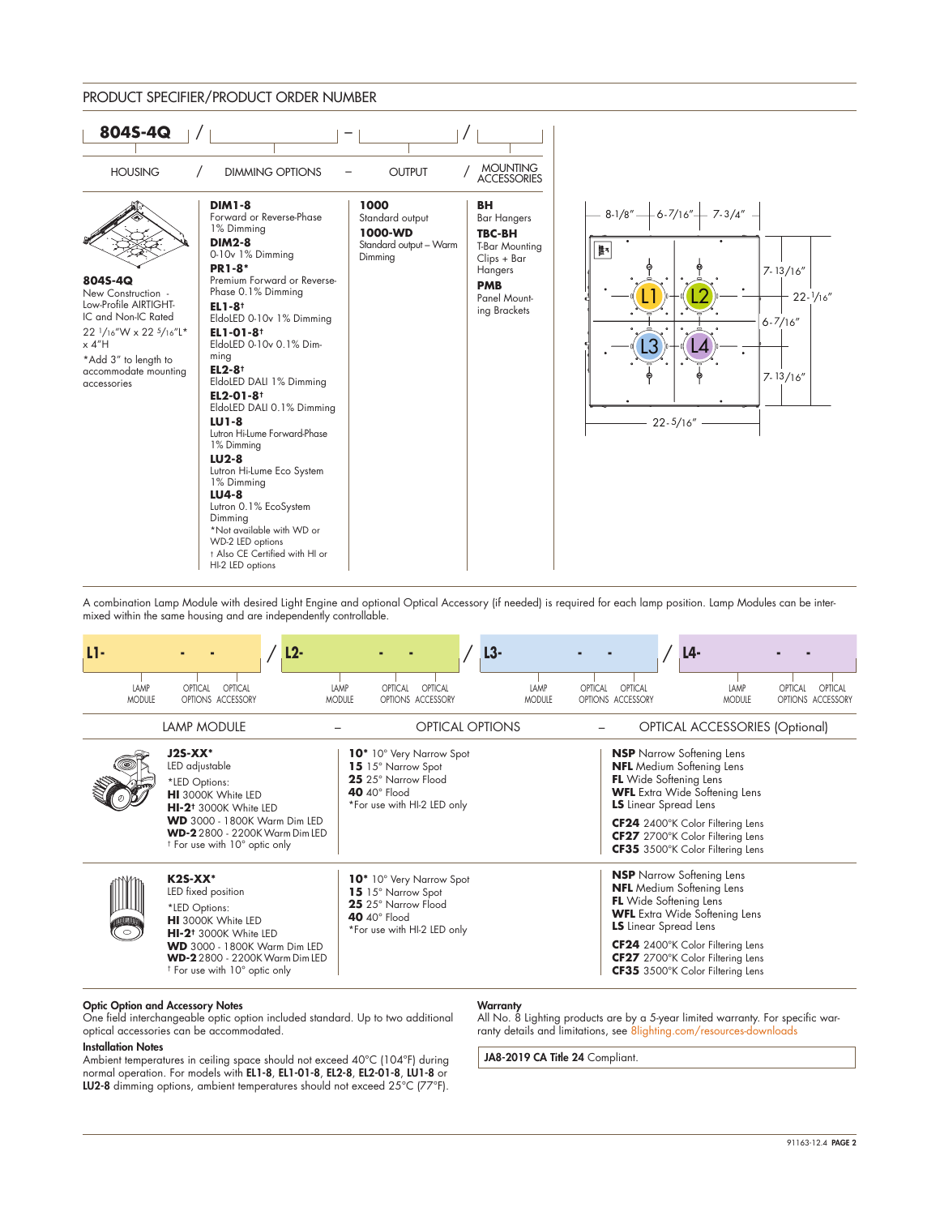## PRODUCT SPECIFIER/PRODUCT ORDER NUMBER

**804S-4Q** / ____ – ____ / ____

| HOUSING | DIMMING OPTIONS | OUTPUT | MOUNTING ACCESSORIES |
|---|---|---|---|
| **804S-4Q**<br>New Construction - Low-Profile AIRTIGHT-IC and Non-IC Rated<br>22 1/16"W x 22 5/16"L* x 4"H<br>*Add 3" to length to accommodate mounting accessories | **DIM1-8**<br>Forward or Reverse-Phase 1% Dimming<br>**DIM2-8**<br>0-10v 1% Dimming<br>**PR1-8***<br>Premium Forward or Reverse-Phase 0.1% Dimming<br>**EL1-8†**<br>EldoLED 0-10v 1% Dimming<br>**EL1-01-8†**<br>EldoLED 0-10v 0.1% Dimming<br>**EL2-8†**<br>EldoLED DALI 1% Dimming<br>**EL2-01-8†**<br>EldoLED DALI 0.1% Dimming<br>**LU1-8**<br>Lutron Hi-Lume Forward-Phase 1% Dimming<br>**LU2-8**<br>Lutron Hi-Lume Eco System 1% Dimming<br>**LU4-8**<br>Lutron 0.1% EcoSystem Dimming<br>*Not available with WD or WD-2 LED options<br>† Also CE Certified with HI or HI-2 LED options | **1000**<br>Standard output<br>**1000-WD**<br>Standard output – Warm Dimming | **BH**<br>Bar Hangers<br>**TBC-BH**<br>T-Bar Mounting Clips + Bar Hangers<br>**PMB**<br>Panel Mounting Brackets |

Dimensions: 8-1/8" — 6-7/16" — 7-3/4"; 7-13/16", 6-7/16", 7-13/16"; 22-1/16"; 22-5/16"

A combination Lamp Module with desired Light Engine and optional Optical Accessory (if needed) is required for each lamp position. Lamp Modules can be intermixed within the same housing and are independently controllable.

**L1-** ____ - ____ - ____ / **L2-** ____ - ____ - ____ / **L3-** ____ - ____ - ____ / **L4-** ____ - ____ - ____
(LAMP MODULE – OPTICAL OPTIONS – OPTICAL ACCESSORY)

| LAMP MODULE | OPTICAL OPTIONS | OPTICAL ACCESSORIES (Optional) |
|---|---|---|
| **J2S-XX***<br>LED adjustable<br>*LED Options:<br>**HI** 3000K White LED<br>**HI-2†** 3000K White LED<br>**WD** 3000 - 1800K Warm Dim LED<br>**WD-2** 2800 - 2200K Warm Dim LED<br>† For use with 10° optic only | **10*** 10° Very Narrow Spot<br>**15** 15° Narrow Spot<br>**25** 25° Narrow Flood<br>**40** 40° Flood<br>*For use with HI-2 LED only | **NSP** Narrow Softening Lens<br>**NFL** Medium Softening Lens<br>**FL** Wide Softening Lens<br>**WFL** Extra Wide Softening Lens<br>**LS** Linear Spread Lens<br>**CF24** 2400°K Color Filtering Lens<br>**CF27** 2700°K Color Filtering Lens<br>**CF35** 3500°K Color Filtering Lens |
| **K2S-XX***<br>LED fixed position<br>*LED Options:<br>**HI** 3000K White LED<br>**HI-2†** 3000K White LED<br>**WD** 3000 - 1800K Warm Dim LED<br>**WD-2** 2800 - 2200K Warm Dim LED<br>† For use with 10° optic only | **10*** 10° Very Narrow Spot<br>**15** 15° Narrow Spot<br>**25** 25° Narrow Flood<br>**40** 40° Flood<br>*For use with HI-2 LED only | **NSP** Narrow Softening Lens<br>**NFL** Medium Softening Lens<br>**FL** Wide Softening Lens<br>**WFL** Extra Wide Softening Lens<br>**LS** Linear Spread Lens<br>**CF24** 2400°K Color Filtering Lens<br>**CF27** 2700°K Color Filtering Lens<br>**CF35** 3500°K Color Filtering Lens |

**Optic Option and Accessory Notes**
One field interchangeable optic option included standard. Up to two additional optical accessories can be accommodated.

**Installation Notes**
Ambient temperatures in ceiling space should not exceed 40°C (104°F) during normal operation. For models with **EL1-8**, **EL1-01-8**, **EL2-8**, **EL2-01-8**, **LU1-8** or **LU2-8** dimming options, ambient temperatures should not exceed 25°C (77°F).

**Warranty**
All No. 8 Lighting products are by a 5-year limited warranty. For specific warranty details and limitations, see 8lighting.com/resources-downloads

**JA8-2019 CA Title 24** Compliant.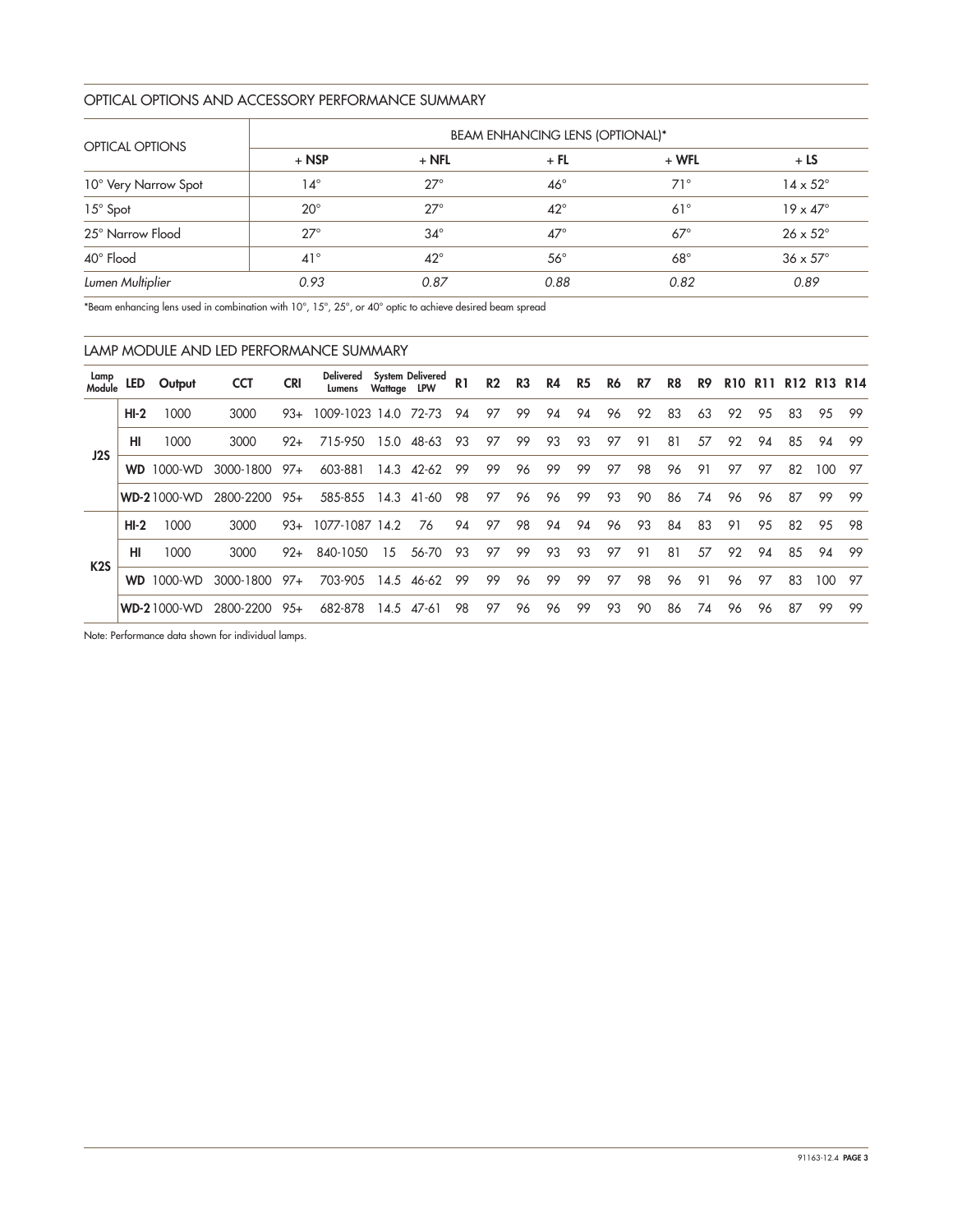## OPTICAL OPTIONS AND ACCESSORY PERFORMANCE SUMMARY

| OPTICAL OPTIONS | BEAM ENHANCING LENS (OPTIONAL)* | | | | |
|---|---|---|---|---|---|
| | + NSP | + NFL | + FL | + WFL | + LS |
| 10° Very Narrow Spot | 14° | 27° | 46° | 71° | 14 x 52° |
| 15° Spot | 20° | 27° | 42° | 61° | 19 x 47° |
| 25° Narrow Flood | 27° | 34° | 47° | 67° | 26 x 52° |
| 40° Flood | 41° | 42° | 56° | 68° | 36 x 57° |
| *Lumen Multiplier* | *0.93* | *0.87* | *0.88* | *0.82* | *0.89* |

*Beam enhancing lens used in combination with 10°, 15°, 25°, or 40° optic to achieve desired beam spread

## LAMP MODULE AND LED PERFORMANCE SUMMARY

| Lamp Module | LED | Output | CCT | CRI | Delivered Lumens | System Wattage | Delivered LPW | R1 | R2 | R3 | R4 | R5 | R6 | R7 | R8 | R9 | R10 | R11 | R12 | R13 | R14 |
|---|---|---|---|---|---|---|---|---|---|---|---|---|---|---|---|---|---|---|---|---|---|
| J2S | HI-2 | 1000 | 3000 | 93+ | 1009-1023 | 14.0 | 72-73 | 94 | 97 | 99 | 94 | 94 | 96 | 92 | 83 | 63 | 92 | 95 | 83 | 95 | 99 |
| | HI | 1000 | 3000 | 92+ | 715-950 | 15.0 | 48-63 | 93 | 97 | 99 | 93 | 93 | 97 | 91 | 81 | 57 | 92 | 94 | 85 | 94 | 99 |
| | WD | 1000-WD | 3000-1800 | 97+ | 603-881 | 14.3 | 42-62 | 99 | 99 | 96 | 99 | 99 | 97 | 98 | 96 | 91 | 97 | 97 | 82 | 100 | 97 |
| | WD-2 | 1000-WD | 2800-2200 | 95+ | 585-855 | 14.3 | 41-60 | 98 | 97 | 96 | 96 | 99 | 93 | 90 | 86 | 74 | 96 | 96 | 87 | 99 | 99 |
| K2S | HI-2 | 1000 | 3000 | 93+ | 1077-1087 | 14.2 | 76 | 94 | 97 | 98 | 94 | 94 | 96 | 93 | 84 | 83 | 91 | 95 | 82 | 95 | 98 |
| | HI | 1000 | 3000 | 92+ | 840-1050 | 15 | 56-70 | 93 | 97 | 99 | 93 | 93 | 97 | 91 | 81 | 57 | 92 | 94 | 85 | 94 | 99 |
| | WD | 1000-WD | 3000-1800 | 97+ | 703-905 | 14.5 | 46-62 | 99 | 99 | 96 | 99 | 99 | 97 | 98 | 96 | 91 | 96 | 97 | 83 | 100 | 97 |
| | WD-2 | 1000-WD | 2800-2200 | 95+ | 682-878 | 14.5 | 47-61 | 98 | 97 | 96 | 96 | 99 | 93 | 90 | 86 | 74 | 96 | 96 | 87 | 99 | 99 |

Note: Performance data shown for individual lamps.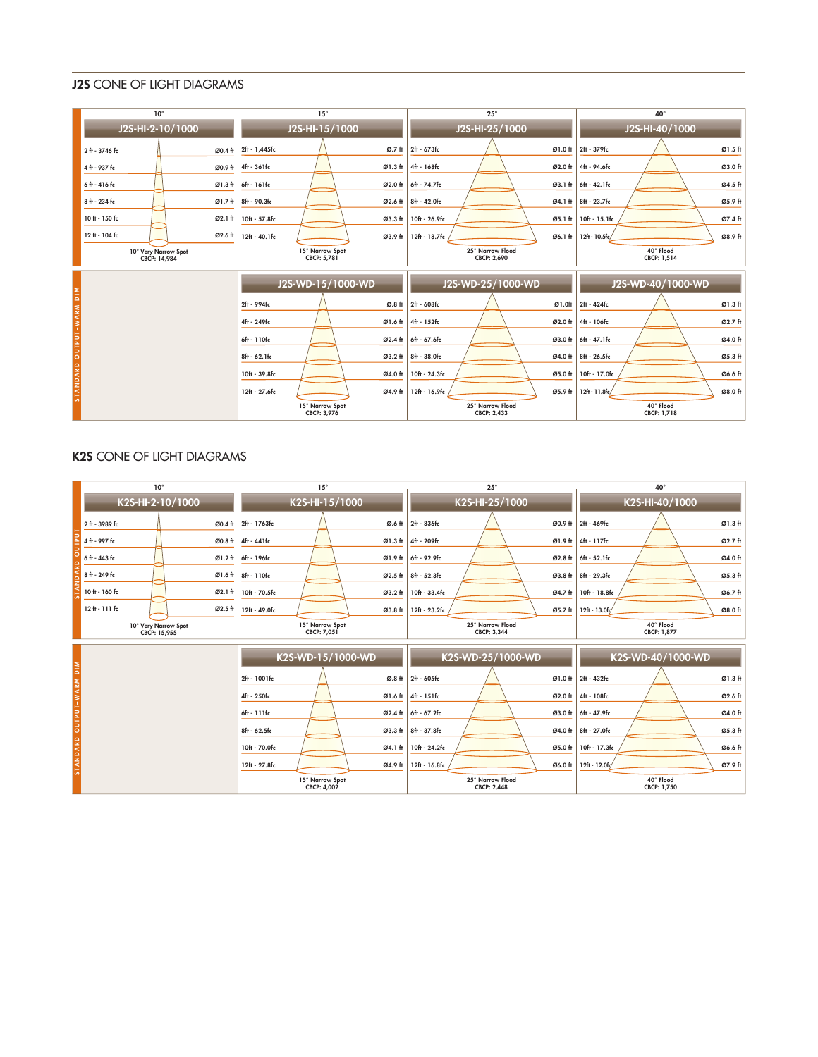## J2S CONE OF LIGHT DIAGRAMS

### STANDARD OUTPUT

| 10° | | 15° | | 25° | | 40° | |
|---|---|---|---|---|---|---|---|
| **J2S-HI-2-10/1000** | | **J2S-HI-15/1000** | | **J2S-HI-25/1000** | | **J2S-HI-40/1000** | |
| 2 ft - 3746 fc | Ø0.4 ft | 2ft - 1,445fc | Ø.7 ft | 2ft - 673fc | Ø1.0 ft | 2ft - 379fc | Ø1.5 ft |
| 4 ft - 937 fc | Ø0.9 ft | 4ft - 361fc | Ø1.3 ft | 4ft - 168fc | Ø2.0 ft | 4ft - 94.6fc | Ø3.0 ft |
| 6 ft - 416 fc | Ø1.3 ft | 6ft - 161fc | Ø2.0 ft | 6ft - 74.7fc | Ø3.1 ft | 6ft - 42.1fc | Ø4.5 ft |
| 8 ft - 234 fc | Ø1.7 ft | 8ft - 90.3fc | Ø2.6 ft | 8ft - 42.0fc | Ø4.1 ft | 8ft - 23.7fc | Ø5.9 ft |
| 10 ft - 150 fc | Ø2.1 ft | 10ft - 57.8fc | Ø3.3 ft | 10ft - 26.9fc | Ø5.1 ft | 10ft - 15.1fc | Ø7.4 ft |
| 12 ft - 104 fc | Ø2.6 ft | 12ft - 40.1fc | Ø3.9 ft | 12ft - 18.7fc | Ø6.1 ft | 12ft - 10.5fc | Ø8.9 ft |
| 10° Very Narrow Spot CBCP: 14,984 | | 15° Narrow Spot CBCP: 5,781 | | 25° Narrow Flood CBCP: 2,690 | | 40° Flood CBCP: 1,514 | |

### STANDARD OUTPUT–WARM DIM

| 15° | | 25° | | 40° | |
|---|---|---|---|---|---|
| **J2S-WD-15/1000-WD** | | **J2S-WD-25/1000-WD** | | **J2S-WD-40/1000-WD** | |
| 2ft - 994fc | Ø.8 ft | 2ft - 608fc | Ø1.0ft | 2ft - 424fc | Ø1.3 ft |
| 4ft - 249fc | Ø1.6 ft | 4ft - 152fc | Ø2.0 ft | 4ft - 106fc | Ø2.7 ft |
| 6ft - 110fc | Ø2.4 ft | 6ft - 67.6fc | Ø3.0 ft | 6ft - 47.1fc | Ø4.0 ft |
| 8ft - 62.1fc | Ø3.2 ft | 8ft - 38.0fc | Ø4.0 ft | 8ft - 26.5fc | Ø5.3 ft |
| 10ft - 39.8fc | Ø4.0 ft | 10ft - 24.3fc | Ø5.0 ft | 10ft - 17.0fc | Ø6.6 ft |
| 12ft - 27.6fc | Ø4.9 ft | 12ft - 16.9fc | Ø5.9 ft | 12ft - 11.8fc | Ø8.0 ft |
| 15° Narrow Spot CBCP: 3,976 | | 25° Narrow Flood CBCP: 2,433 | | 40° Flood CBCP: 1,718 | |

## K2S CONE OF LIGHT DIAGRAMS

### STANDARD OUTPUT

| 10° | | 15° | | 25° | | 40° | |
|---|---|---|---|---|---|---|---|
| **K2S-HI-2-10/1000** | | **K2S-HI-15/1000** | | **K2S-HI-25/1000** | | **K2S-HI-40/1000** | |
| 2 ft - 3989 fc | Ø0.4 ft | 2ft - 1763fc | Ø.6 ft | 2ft - 836fc | Ø0.9 ft | 2ft - 469fc | Ø1.3 ft |
| 4 ft - 997 fc | Ø0.8 ft | 4ft - 441fc | Ø1.3 ft | 4ft - 209fc | Ø1.9 ft | 4ft - 117fc | Ø2.7 ft |
| 6 ft - 443 fc | Ø1.2 ft | 6ft - 196fc | Ø1.9 ft | 6ft - 92.9fc | Ø2.8 ft | 6ft - 52.1fc | Ø4.0 ft |
| 8 ft - 249 fc | Ø1.6 ft | 8ft - 110fc | Ø2.5 ft | 8ft - 52.3fc | Ø3.8 ft | 8ft - 29.3fc | Ø5.3 ft |
| 10 ft - 160 fc | Ø2.1 ft | 10ft - 70.5fc | Ø3.2 ft | 10ft - 33.4fc | Ø4.7 ft | 10ft - 18.8fc | Ø6.7 ft |
| 12 ft - 111 fc | Ø2.5 ft | 12ft - 49.0fc | Ø3.8 ft | 12ft - 23.2fc | Ø5.7 ft | 12ft - 13.0fc | Ø8.0 ft |
| 10° Very Narrow Spot CBCP: 15,955 | | 15° Narrow Spot CBCP: 7,051 | | 25° Narrow Flood CBCP: 3,344 | | 40° Flood CBCP: 1,877 | |

### STANDARD OUTPUT–WARM DIM

| 15° | | 25° | | 40° | |
|---|---|---|---|---|---|
| **K2S-WD-15/1000-WD** | | **K2S-WD-25/1000-WD** | | **K2S-WD-40/1000-WD** | |
| 2ft - 1001fc | Ø.8 ft | 2ft - 605fc | Ø1.0 ft | 2ft - 432fc | Ø1.3 ft |
| 4ft - 250fc | Ø1.6 ft | 4ft - 151fc | Ø2.0 ft | 4ft - 108fc | Ø2.6 ft |
| 6ft - 111fc | Ø2.4 ft | 6ft - 67.2fc | Ø3.0 ft | 6ft - 47.9fc | Ø4.0 ft |
| 8ft - 62.5fc | Ø3.3 ft | 8ft - 37.8fc | Ø4.0 ft | 8ft - 27.0fc | Ø5.3 ft |
| 10ft - 70.0fc | Ø4.1 ft | 10ft - 24.2fc | Ø5.0 ft | 10ft - 17.3fc | Ø6.6 ft |
| 12ft - 27.8fc | Ø4.9 ft | 12ft - 16.8fc | Ø6.0 ft | 12ft - 12.0fc | Ø7.9 ft |
| 15° Narrow Spot CBCP: 4,002 | | 25° Narrow Flood CBCP: 2,448 | | 40° Flood CBCP: 1,750 | |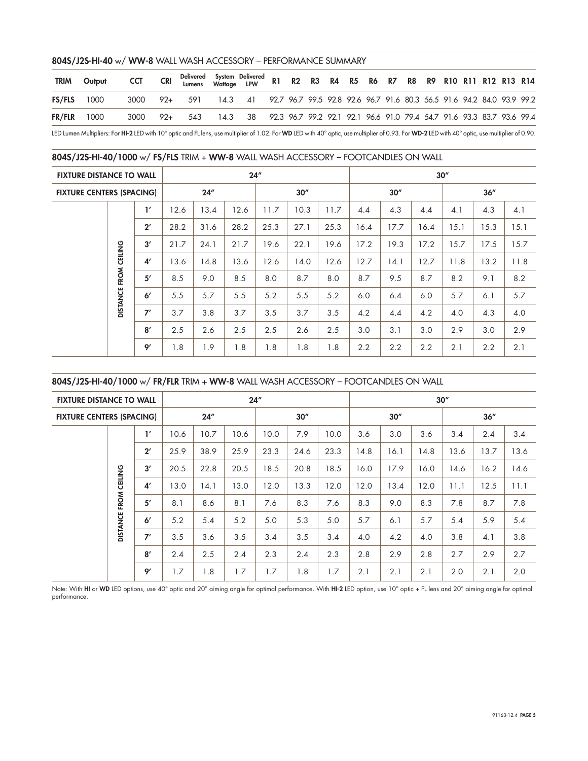## 804S/J2S-HI-40 w/ WW-8 WALL WASH ACCESSORY – PERFORMANCE SUMMARY

| TRIM | Output | CCT | CRI | Delivered Lumens | System Wattage | Delivered LPW | R1 | R2 | R3 | R4 | R5 | R6 | R7 | R8 | R9 | R10 | R11 | R12 | R13 | R14 |
|---|---|---|---|---|---|---|---|---|---|---|---|---|---|---|---|---|---|---|---|---|
| FS/FLS | 1000 | 3000 | 92+ | 591 | 14.3 | 41 | 92.7 | 96.7 | 99.5 | 92.8 | 92.6 | 96.7 | 91.6 | 80.3 | 56.5 | 91.6 | 94.2 | 84.0 | 93.9 | 99.2 |
| FR/FLR | 1000 | 3000 | 92+ | 543 | 14.3 | 38 | 92.3 | 96.7 | 99.2 | 92.1 | 92.1 | 96.6 | 91.0 | 79.4 | 54.7 | 91.6 | 93.3 | 83.7 | 93.6 | 99.4 |

LED Lumen Multipliers: For **HI-2** LED with 10° optic and FL lens, use multiplier of 1.02. For **WD** LED with 40° optic, use multiplier of 0.93. For **WD-2** LED with 40° optic, use multiplier of 0.90.

## 804S/J2S-HI-40/1000 w/ FS/FLS TRIM + WW-8 WALL WASH ACCESSORY – FOOTCANDLES ON WALL

| FIXTURE DISTANCE TO WALL | | 24″ | | | | | | 30″ | | | | | |
|---|---|---|---|---|---|---|---|---|---|---|---|---|---|
| FIXTURE CENTERS (SPACING) | | 24″ | | | 30″ | | | 30″ | | | 36″ | | |
| DISTANCE FROM CEILING | 1′ | 12.6 | 13.4 | 12.6 | 11.7 | 10.3 | 11.7 | 4.4 | 4.3 | 4.4 | 4.1 | 4.3 | 4.1 |
| | 2′ | 28.2 | 31.6 | 28.2 | 25.3 | 27.1 | 25.3 | 16.4 | 17.7 | 16.4 | 15.1 | 15.3 | 15.1 |
| | 3′ | 21.7 | 24.1 | 21.7 | 19.6 | 22.1 | 19.6 | 17.2 | 19.3 | 17.2 | 15.7 | 17.5 | 15.7 |
| | 4′ | 13.6 | 14.8 | 13.6 | 12.6 | 14.0 | 12.6 | 12.7 | 14.1 | 12.7 | 11.8 | 13.2 | 11.8 |
| | 5′ | 8.5 | 9.0 | 8.5 | 8.0 | 8.7 | 8.0 | 8.7 | 9.5 | 8.7 | 8.2 | 9.1 | 8.2 |
| | 6′ | 5.5 | 5.7 | 5.5 | 5.2 | 5.5 | 5.2 | 6.0 | 6.4 | 6.0 | 5.7 | 6.1 | 5.7 |
| | 7′ | 3.7 | 3.8 | 3.7 | 3.5 | 3.7 | 3.5 | 4.2 | 4.4 | 4.2 | 4.0 | 4.3 | 4.0 |
| | 8′ | 2.5 | 2.6 | 2.5 | 2.5 | 2.6 | 2.5 | 3.0 | 3.1 | 3.0 | 2.9 | 3.0 | 2.9 |
| | 9′ | 1.8 | 1.9 | 1.8 | 1.8 | 1.8 | 1.8 | 2.2 | 2.2 | 2.2 | 2.1 | 2.2 | 2.1 |

## 804S/J2S-HI-40/1000 w/ FR/FLR TRIM + WW-8 WALL WASH ACCESSORY – FOOTCANDLES ON WALL

| FIXTURE DISTANCE TO WALL | | 24″ | | | | | | 30″ | | | | | |
|---|---|---|---|---|---|---|---|---|---|---|---|---|---|
| FIXTURE CENTERS (SPACING) | | 24″ | | | 30″ | | | 30″ | | | 36″ | | |
| DISTANCE FROM CEILING | 1′ | 10.6 | 10.7 | 10.6 | 10.0 | 7.9 | 10.0 | 3.6 | 3.0 | 3.6 | 3.4 | 2.4 | 3.4 |
| | 2′ | 25.9 | 38.9 | 25.9 | 23.3 | 24.6 | 23.3 | 14.8 | 16.1 | 14.8 | 13.6 | 13.7 | 13.6 |
| | 3′ | 20.5 | 22.8 | 20.5 | 18.5 | 20.8 | 18.5 | 16.0 | 17.9 | 16.0 | 14.6 | 16.2 | 14.6 |
| | 4′ | 13.0 | 14.1 | 13.0 | 12.0 | 13.3 | 12.0 | 12.0 | 13.4 | 12.0 | 11.1 | 12.5 | 11.1 |
| | 5′ | 8.1 | 8.6 | 8.1 | 7.6 | 8.3 | 7.6 | 8.3 | 9.0 | 8.3 | 7.8 | 8.7 | 7.8 |
| | 6′ | 5.2 | 5.4 | 5.2 | 5.0 | 5.3 | 5.0 | 5.7 | 6.1 | 5.7 | 5.4 | 5.9 | 5.4 |
| | 7′ | 3.5 | 3.6 | 3.5 | 3.4 | 3.5 | 3.4 | 4.0 | 4.2 | 4.0 | 3.8 | 4.1 | 3.8 |
| | 8′ | 2.4 | 2.5 | 2.4 | 2.3 | 2.4 | 2.3 | 2.8 | 2.9 | 2.8 | 2.7 | 2.9 | 2.7 |
| | 9′ | 1.7 | 1.8 | 1.7 | 1.7 | 1.8 | 1.7 | 2.1 | 2.1 | 2.1 | 2.0 | 2.1 | 2.0 |

Note: With **HI** or **WD** LED options, use 40° optic and 20° aiming angle for optimal performance. With **HI-2** LED option, use 10° optic + FL lens and 20° aiming angle for optimal performance.